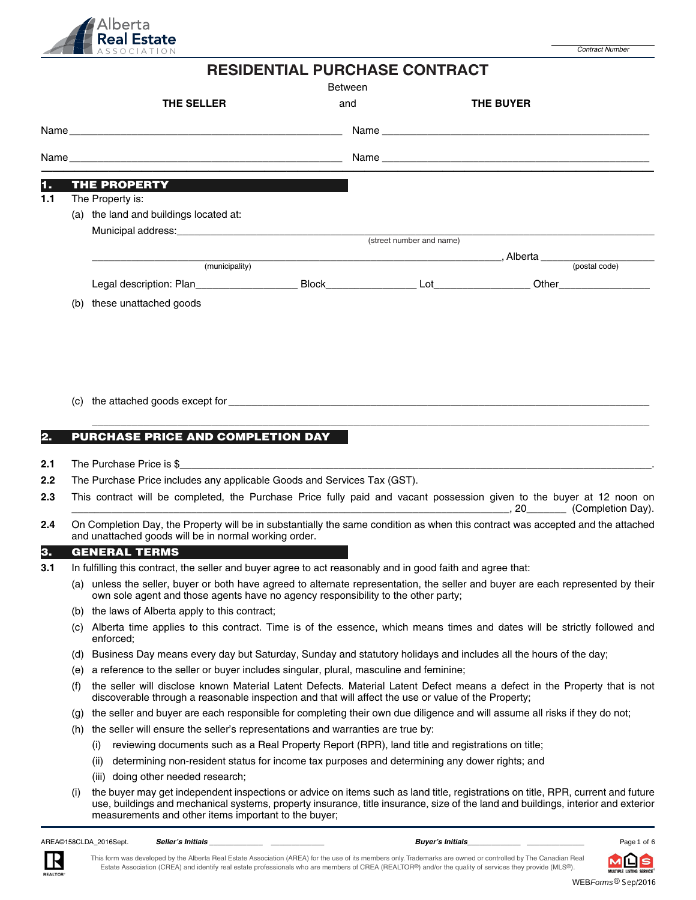Alberta Real Estate Association

Contract Number

# RESIDENTIAL PURCHASE CONTRACT

Between

**THE SELLER** and **THE BUYER**

Name ______________________________ Name ______________________________

Name ______________________________ Name ______________________________

## 1. THE PROPERTY

**1.1** The Property is:

(a) the land and buildings located at:

Municipal address: ______________________________________________
(street number and name)

______________________________________________, Alberta ______________
(municipality) (postal code)

Legal description: Plan______________ Block______________ Lot______________ Other______________

(b) these unattached goods

(c) the attached goods except for ______________________________________________

______________________________________________

## 2. PURCHASE PRICE AND COMPLETION DAY

**2.1** The Purchase Price is $______________________________________________.

**2.2** The Purchase Price includes any applicable Goods and Services Tax (GST).

**2.3** This contract will be completed, the Purchase Price fully paid and vacant possession given to the buyer at 12 noon on ______________________________________________, 20_______ (Completion Day).

**2.4** On Completion Day, the Property will be in substantially the same condition as when this contract was accepted and the attached and unattached goods will be in normal working order.

## 3. GENERAL TERMS

**3.1** In fulfilling this contract, the seller and buyer agree to act reasonably and in good faith and agree that:

(a) unless the seller, buyer or both have agreed to alternate representation, the seller and buyer are each represented by their own sole agent and those agents have no agency responsibility to the other party;

(b) the laws of Alberta apply to this contract;

(c) Alberta time applies to this contract. Time is of the essence, which means times and dates will be strictly followed and enforced;

(d) Business Day means every day but Saturday, Sunday and statutory holidays and includes all the hours of the day;

(e) a reference to the seller or buyer includes singular, plural, masculine and feminine;

(f) the seller will disclose known Material Latent Defects. Material Latent Defect means a defect in the Property that is not discoverable through a reasonable inspection and that will affect the use or value of the Property;

(g) the seller and buyer are each responsible for completing their own due diligence and will assume all risks if they do not;

(h) the seller will ensure the seller's representations and warranties are true by:

(i) reviewing documents such as a Real Property Report (RPR), land title and registrations on title;

(ii) determining non-resident status for income tax purposes and determining any dower rights; and

(iii) doing other needed research;

(i) the buyer may get independent inspections or advice on items such as land title, registrations on title, RPR, current and future use, buildings and mechanical systems, property insurance, title insurance, size of the land and buildings, interior and exterior measurements and other items important to the buyer;

AREA©158CLDA_2016Sept. *Seller's Initials* ____________ ____________ *Buyer's Initials* ____________ ____________

This form was developed by the Alberta Real Estate Association (AREA) for the use of its members only. Trademarks are owned or controlled by The Canadian Real Estate Association (CREA) and identify real estate professionals who are members of CREA (REALTOR®) and/or the quality of services they provide (MLS®).

WEB*Forms*® Sep/2016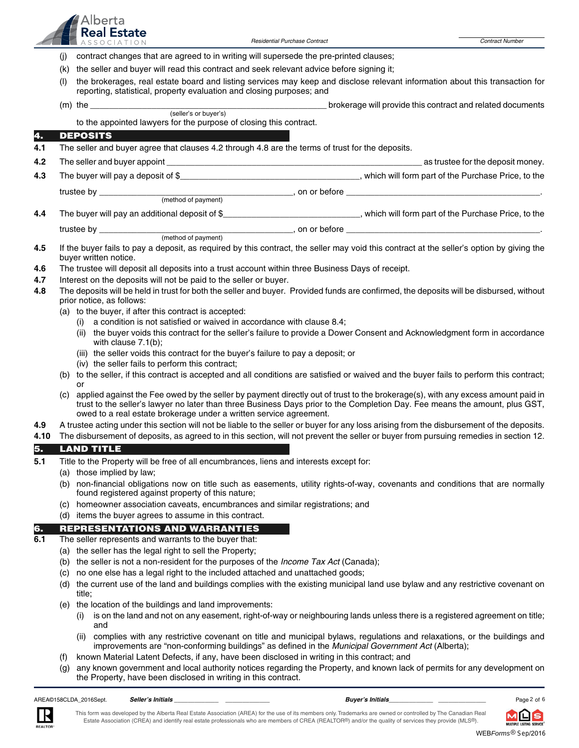(j) contract changes that are agreed to in writing will supersede the pre-printed clauses;

(k) the seller and buyer will read this contract and seek relevant advice before signing it;

(l) the brokerages, real estate board and listing services may keep and disclose relevant information about this transaction for reporting, statistical, property evaluation and closing purposes; and

(m) the ______________________________ (seller's or buyer's) brokerage will provide this contract and related documents to the appointed lawyers for the purpose of closing this contract.

## 4. DEPOSITS

**4.1** The seller and buyer agree that clauses 4.2 through 4.8 are the terms of trust for the deposits.

**4.2** The seller and buyer appoint ______________________________ as trustee for the deposit money.

**4.3** The buyer will pay a deposit of $______________________________, which will form part of the Purchase Price, to the trustee by ______________________________ (method of payment), on or before ______________________________.

**4.4** The buyer will pay an additional deposit of $______________________________, which will form part of the Purchase Price, to the trustee by ______________________________ (method of payment), on or before ______________________________.

**4.5** If the buyer fails to pay a deposit, as required by this contract, the seller may void this contract at the seller's option by giving the buyer written notice.

**4.6** The trustee will deposit all deposits into a trust account within three Business Days of receipt.

**4.7** Interest on the deposits will not be paid to the seller or buyer.

**4.8** The deposits will be held in trust for both the seller and buyer. Provided funds are confirmed, the deposits will be disbursed, without prior notice, as follows:

(a) to the buyer, if after this contract is accepted:

(i) a condition is not satisfied or waived in accordance with clause 8.4;

(ii) the buyer voids this contract for the seller's failure to provide a Dower Consent and Acknowledgment form in accordance with clause 7.1(b);

(iii) the seller voids this contract for the buyer's failure to pay a deposit; or

(iv) the seller fails to perform this contract;

(b) to the seller, if this contract is accepted and all conditions are satisfied or waived and the buyer fails to perform this contract; or

(c) applied against the Fee owed by the seller by payment directly out of trust to the brokerage(s), with any excess amount paid in trust to the seller's lawyer no later than three Business Days prior to the Completion Day. Fee means the amount, plus GST, owed to a real estate brokerage under a written service agreement.

**4.9** A trustee acting under this section will not be liable to the seller or buyer for any loss arising from the disbursement of the deposits.

**4.10** The disbursement of deposits, as agreed to in this section, will not prevent the seller or buyer from pursuing remedies in section 12.

## 5. LAND TITLE

**5.1** Title to the Property will be free of all encumbrances, liens and interests except for:

(a) those implied by law;

(b) non-financial obligations now on title such as easements, utility rights-of-way, covenants and conditions that are normally found registered against property of this nature;

(c) homeowner association caveats, encumbrances and similar registrations; and

(d) items the buyer agrees to assume in this contract.

## 6. REPRESENTATIONS AND WARRANTIES

**6.1** The seller represents and warrants to the buyer that:

(a) the seller has the legal right to sell the Property;

(b) the seller is not a non-resident for the purposes of the *Income Tax Act* (Canada);

(c) no one else has a legal right to the included attached and unattached goods;

(d) the current use of the land and buildings complies with the existing municipal land use bylaw and any restrictive covenant on title;

(e) the location of the buildings and land improvements:

(i) is on the land and not on any easement, right-of-way or neighbouring lands unless there is a registered agreement on title; and

(ii) complies with any restrictive covenant on title and municipal bylaws, regulations and relaxations, or the buildings and improvements are "non-conforming buildings" as defined in the *Municipal Government Act* (Alberta);

(f) known Material Latent Defects, if any, have been disclosed in writing in this contract; and

(g) any known government and local authority notices regarding the Property, and known lack of permits for any development on the Property, have been disclosed in writing in this contract.

AREA©158CLDA_2016Sept. **Seller's Initials** __________ __________ **Buyer's Initials** __________ __________

This form was developed by the Alberta Real Estate Association (AREA) for the use of its members only. Trademarks are owned or controlled by The Canadian Real Estate Association (CREA) and identify real estate professionals who are members of CREA (REALTOR®) and/or the quality of services they provide (MLS®).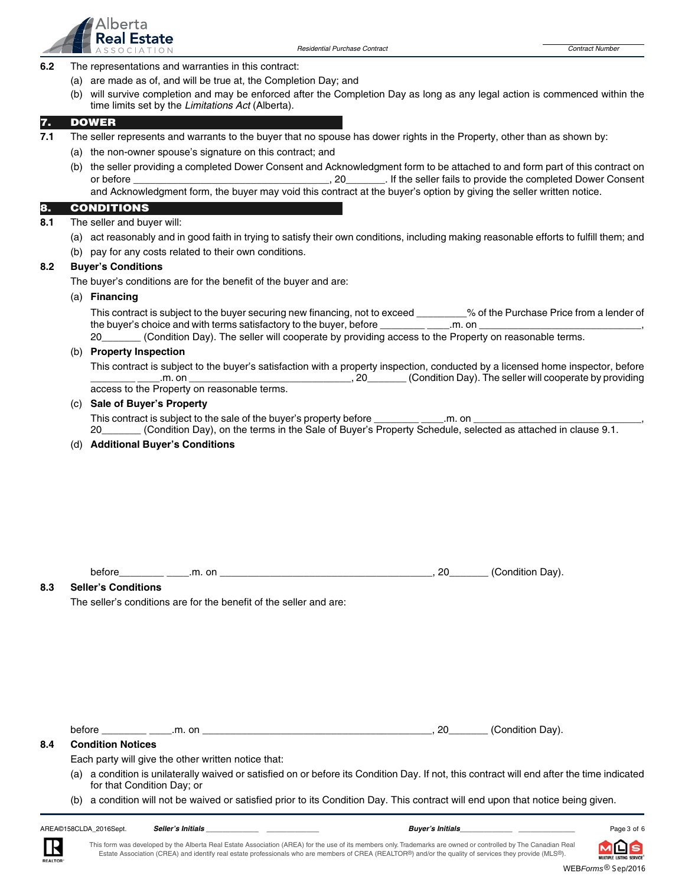6.2 The representations and warranties in this contract:

(a) are made as of, and will be true at, the Completion Day; and

(b) will survive completion and may be enforced after the Completion Day as long as any legal action is commenced within the time limits set by the *Limitations Act* (Alberta).

## 7. DOWER

**7.1** The seller represents and warrants to the buyer that no spouse has dower rights in the Property, other than as shown by:

(a) the non-owner spouse's signature on this contract; and

(b) the seller providing a completed Dower Consent and Acknowledgment form to be attached to and form part of this contract on or before ___________________________________, 20_______. If the seller fails to provide the completed Dower Consent and Acknowledgment form, the buyer may void this contract at the buyer's option by giving the seller written notice.

## 8. CONDITIONS

**8.1** The seller and buyer will:

(a) act reasonably and in good faith in trying to satisfy their own conditions, including making reasonable efforts to fulfill them; and

(b) pay for any costs related to their own conditions.

**8.2 Buyer's Conditions**

The buyer's conditions are for the benefit of the buyer and are:

(a) **Financing**

This contract is subject to the buyer securing new financing, not to exceed _________% of the Purchase Price from a lender of the buyer's choice and with terms satisfactory to the buyer, before ________ ____.m. on _____________________________, 20_______ (Condition Day). The seller will cooperate by providing access to the Property on reasonable terms.

(b) **Property Inspection**

This contract is subject to the buyer's satisfaction with a property inspection, conducted by a licensed home inspector, before ________ ____.m. on _____________________________, 20_______ (Condition Day). The seller will cooperate by providing access to the Property on reasonable terms.

(c) **Sale of Buyer's Property**

This contract is subject to the sale of the buyer's property before ________ ____.m. on _______________________________, 20_______ (Condition Day), on the terms in the Sale of Buyer's Property Schedule, selected as attached in clause 9.1.

(d) **Additional Buyer's Conditions**

before________ ____.m. on _____________________________________, 20_______ (Condition Day).

**8.3 Seller's Conditions**

The seller's conditions are for the benefit of the seller and are:

before ________ ____.m. on ________________________________________, 20_______ (Condition Day).

**8.4 Condition Notices**

Each party will give the other written notice that:

(a) a condition is unilaterally waived or satisfied on or before its Condition Day. If not, this contract will end after the time indicated for that Condition Day; or

(b) a condition will not be waived or satisfied prior to its Condition Day. This contract will end upon that notice being given.

AREA©158CLDA_2016Sept. *Seller's Initials* ____________ ____________ *Buyer's Initials*____________ ______________

This form was developed by the Alberta Real Estate Association (AREA) for the use of its members only. Trademarks are owned or controlled by The Canadian Real Estate Association (CREA) and identify real estate professionals who are members of CREA (REALTOR®) and/or the quality of services they provide (MLS®).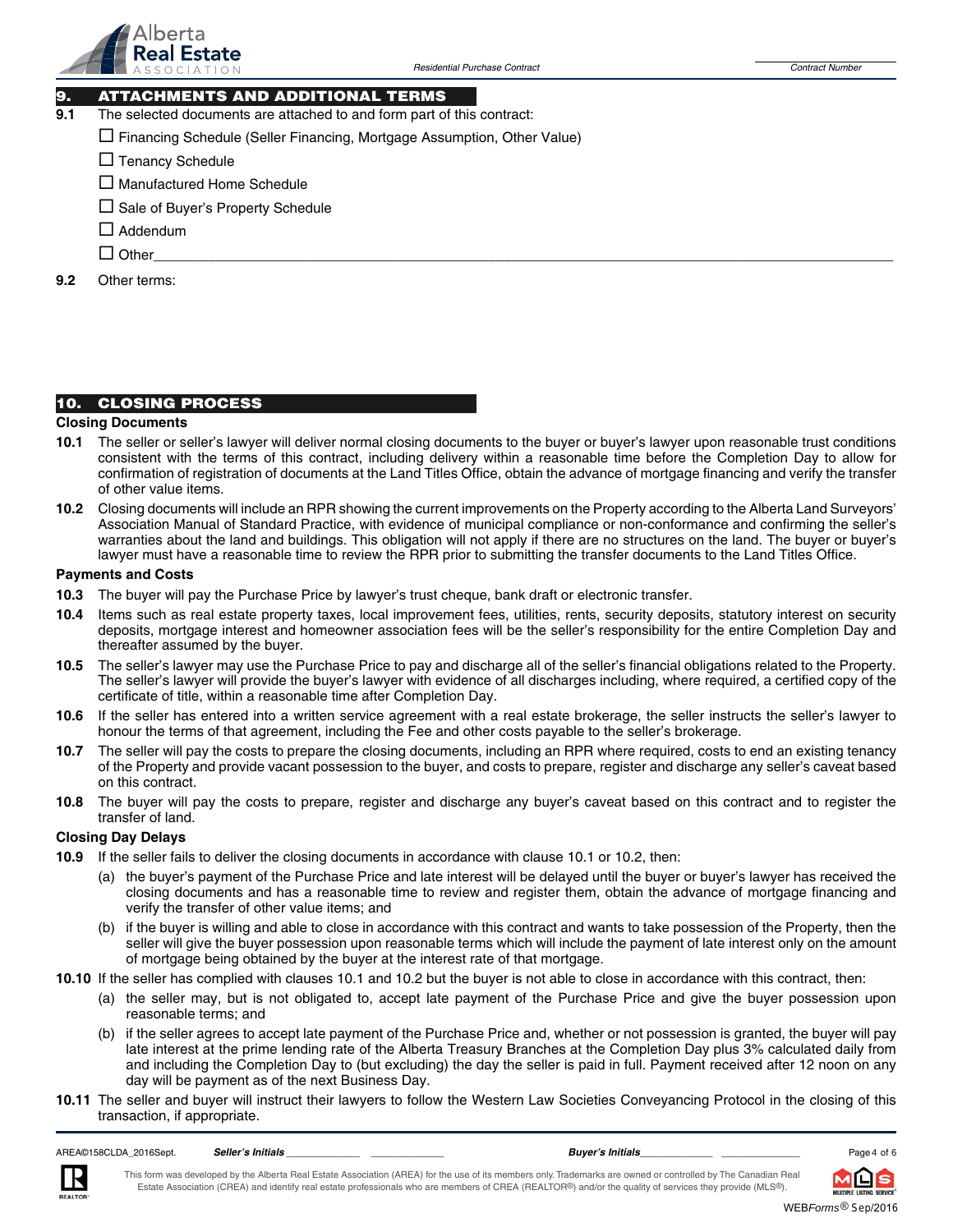## 9. ATTACHMENTS AND ADDITIONAL TERMS

**9.1** The selected documents are attached to and form part of this contract:

☐ Financing Schedule (Seller Financing, Mortgage Assumption, Other Value)

☐ Tenancy Schedule

☐ Manufactured Home Schedule

☐ Sale of Buyer's Property Schedule

☐ Addendum

☐ Other________________________________________________________________________________

**9.2** Other terms:

## 10. CLOSING PROCESS

### Closing Documents

**10.1** The seller or seller's lawyer will deliver normal closing documents to the buyer or buyer's lawyer upon reasonable trust conditions consistent with the terms of this contract, including delivery within a reasonable time before the Completion Day to allow for confirmation of registration of documents at the Land Titles Office, obtain the advance of mortgage financing and verify the transfer of other value items.

**10.2** Closing documents will include an RPR showing the current improvements on the Property according to the Alberta Land Surveyors' Association Manual of Standard Practice, with evidence of municipal compliance or non-conformance and confirming the seller's warranties about the land and buildings. This obligation will not apply if there are no structures on the land. The buyer or buyer's lawyer must have a reasonable time to review the RPR prior to submitting the transfer documents to the Land Titles Office.

### Payments and Costs

**10.3** The buyer will pay the Purchase Price by lawyer's trust cheque, bank draft or electronic transfer.

**10.4** Items such as real estate property taxes, local improvement fees, utilities, rents, security deposits, statutory interest on security deposits, mortgage interest and homeowner association fees will be the seller's responsibility for the entire Completion Day and thereafter assumed by the buyer.

**10.5** The seller's lawyer may use the Purchase Price to pay and discharge all of the seller's financial obligations related to the Property. The seller's lawyer will provide the buyer's lawyer with evidence of all discharges including, where required, a certified copy of the certificate of title, within a reasonable time after Completion Day.

**10.6** If the seller has entered into a written service agreement with a real estate brokerage, the seller instructs the seller's lawyer to honour the terms of that agreement, including the Fee and other costs payable to the seller's brokerage.

**10.7** The seller will pay the costs to prepare the closing documents, including an RPR where required, costs to end an existing tenancy of the Property and provide vacant possession to the buyer, and costs to prepare, register and discharge any seller's caveat based on this contract.

**10.8** The buyer will pay the costs to prepare, register and discharge any buyer's caveat based on this contract and to register the transfer of land.

### Closing Day Delays

**10.9** If the seller fails to deliver the closing documents in accordance with clause 10.1 or 10.2, then:

(a) the buyer's payment of the Purchase Price and late interest will be delayed until the buyer or buyer's lawyer has received the closing documents and has a reasonable time to review and register them, obtain the advance of mortgage financing and verify the transfer of other value items; and

(b) if the buyer is willing and able to close in accordance with this contract and wants to take possession of the Property, then the seller will give the buyer possession upon reasonable terms which will include the payment of late interest only on the amount of mortgage being obtained by the buyer at the interest rate of that mortgage.

**10.10** If the seller has complied with clauses 10.1 and 10.2 but the buyer is not able to close in accordance with this contract, then:

(a) the seller may, but is not obligated to, accept late payment of the Purchase Price and give the buyer possession upon reasonable terms; and

(b) if the seller agrees to accept late payment of the Purchase Price and, whether or not possession is granted, the buyer will pay late interest at the prime lending rate of the Alberta Treasury Branches at the Completion Day plus 3% calculated daily from and including the Completion Day to (but excluding) the day the seller is paid in full. Payment received after 12 noon on any day will be payment as of the next Business Day.

**10.11** The seller and buyer will instruct their lawyers to follow the Western Law Societies Conveyancing Protocol in the closing of this transaction, if appropriate.

AREA©158CLDA_2016Sept. *Seller's Initials* ____________ ____________ *Buyer's Initials* ____________ ____________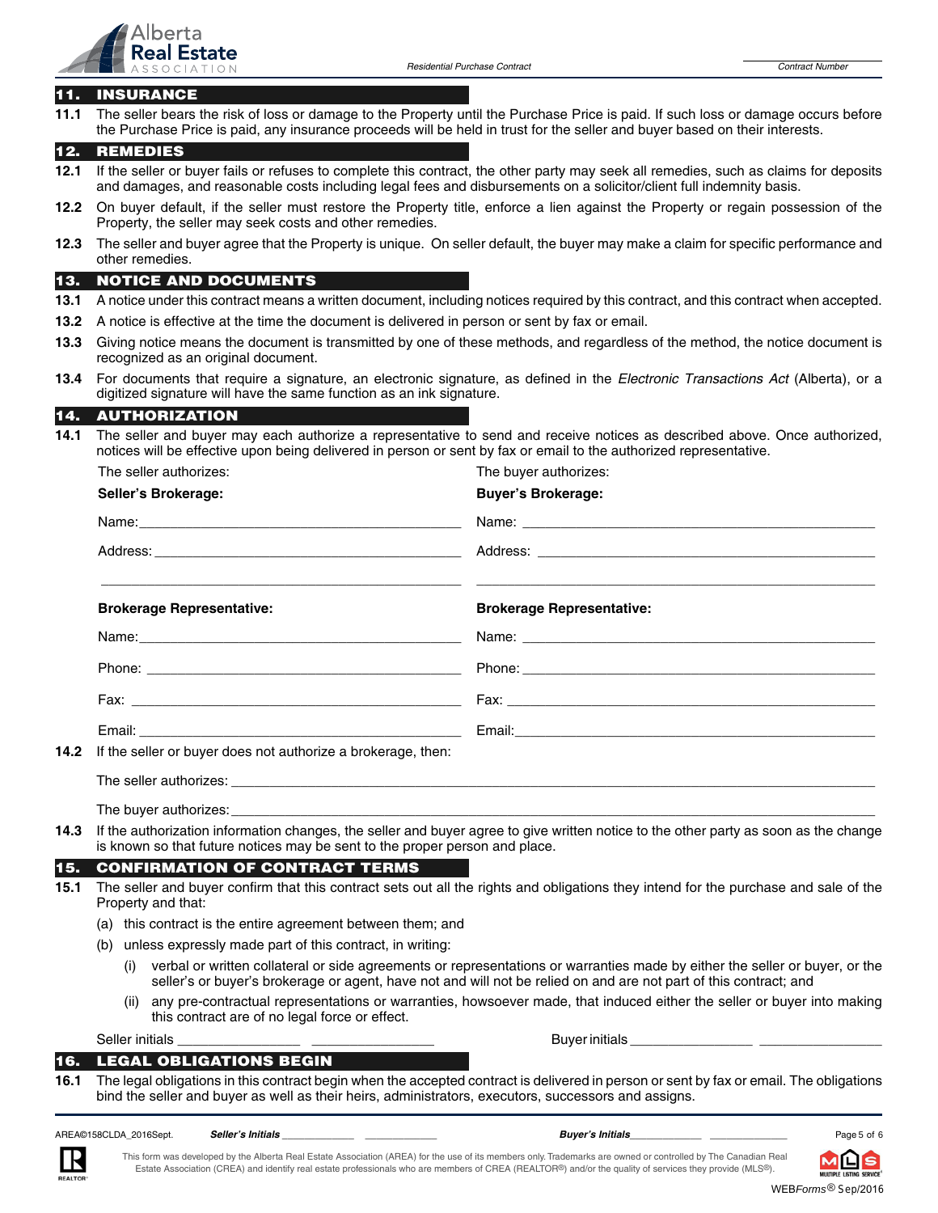## 11. INSURANCE

**11.1** The seller bears the risk of loss or damage to the Property until the Purchase Price is paid. If such loss or damage occurs before the Purchase Price is paid, any insurance proceeds will be held in trust for the seller and buyer based on their interests.

## 12. REMEDIES

**12.1** If the seller or buyer fails or refuses to complete this contract, the other party may seek all remedies, such as claims for deposits and damages, and reasonable costs including legal fees and disbursements on a solicitor/client full indemnity basis.

**12.2** On buyer default, if the seller must restore the Property title, enforce a lien against the Property or regain possession of the Property, the seller may seek costs and other remedies.

**12.3** The seller and buyer agree that the Property is unique. On seller default, the buyer may make a claim for specific performance and other remedies.

## 13. NOTICE AND DOCUMENTS

**13.1** A notice under this contract means a written document, including notices required by this contract, and this contract when accepted.

**13.2** A notice is effective at the time the document is delivered in person or sent by fax or email.

**13.3** Giving notice means the document is transmitted by one of these methods, and regardless of the method, the notice document is recognized as an original document.

**13.4** For documents that require a signature, an electronic signature, as defined in the *Electronic Transactions Act* (Alberta), or a digitized signature will have the same function as an ink signature.

## 14. AUTHORIZATION

**14.1** The seller and buyer may each authorize a representative to send and receive notices as described above. Once authorized, notices will be effective upon being delivered in person or sent by fax or email to the authorized representative.

| The seller authorizes: | The buyer authorizes: |
|---|---|
| **Seller's Brokerage:** | **Buyer's Brokerage:** |
| Name: ____________________ | Name: ____________________ |
| Address: ____________________ | Address: ____________________ |
| ____________________ | ____________________ |
| **Brokerage Representative:** | **Brokerage Representative:** |
| Name: ____________________ | Name: ____________________ |
| Phone: ____________________ | Phone: ____________________ |
| Fax: ____________________ | Fax: ____________________ |
| Email: ____________________ | Email: ____________________ |

**14.2** If the seller or buyer does not authorize a brokerage, then:

The seller authorizes: ________________________________________

The buyer authorizes: ________________________________________

**14.3** If the authorization information changes, the seller and buyer agree to give written notice to the other party as soon as the change is known so that future notices may be sent to the proper person and place.

## 15. CONFIRMATION OF CONTRACT TERMS

**15.1** The seller and buyer confirm that this contract sets out all the rights and obligations they intend for the purchase and sale of the Property and that:

(a) this contract is the entire agreement between them; and

(b) unless expressly made part of this contract, in writing:

(i) verbal or written collateral or side agreements or representations or warranties made by either the seller or buyer, or the seller's or buyer's brokerage or agent, have not and will not be relied on and are not part of this contract; and

(ii) any pre-contractual representations or warranties, howsoever made, that induced either the seller or buyer into making this contract are of no legal force or effect.

Seller initials ________________ ________________    Buyer initials ________________ ________________

## 16. LEGAL OBLIGATIONS BEGIN

**16.1** The legal obligations in this contract begin when the accepted contract is delivered in person or sent by fax or email. The obligations bind the seller and buyer as well as their heirs, administrators, executors, successors and assigns.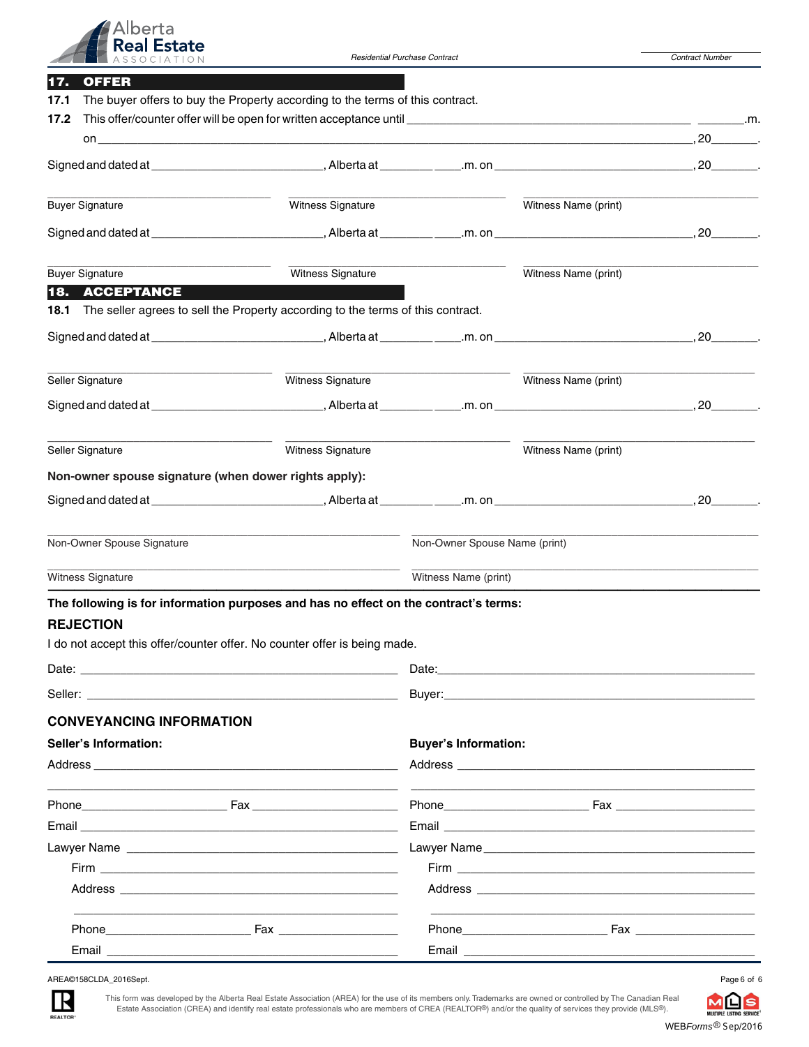## 17. OFFER

**17.1** The buyer offers to buy the Property according to the terms of this contract.

**17.2** This offer/counter offer will be open for written acceptance until ____________________________________________ _______.m.
on ________________________________________________________________________________________, 20_______.

Signed and dated at __________________________, Alberta at ________ ____.m. on ______________________________, 20_______.

| | | |
|---|---|---|
| Buyer Signature | Witness Signature | Witness Name (print) |

Signed and dated at __________________________, Alberta at ________ ____.m. on ______________________________, 20_______.

| | | |
|---|---|---|
| Buyer Signature | Witness Signature | Witness Name (print) |

## 18. ACCEPTANCE

**18.1** The seller agrees to sell the Property according to the terms of this contract.

Signed and dated at __________________________, Alberta at ________ ____.m. on ______________________________, 20_______.

| | | |
|---|---|---|
| Seller Signature | Witness Signature | Witness Name (print) |

Signed and dated at __________________________, Alberta at ________ ____.m. on ______________________________, 20_______.

| | | |
|---|---|---|
| Seller Signature | Witness Signature | Witness Name (print) |

**Non-owner spouse signature (when dower rights apply):**

Signed and dated at __________________________, Alberta at ________ ____.m. on ______________________________, 20_______.

| | |
|---|---|
| Non-Owner Spouse Signature | Non-Owner Spouse Name (print) |
| Witness Signature | Witness Name (print) |

**The following is for information purposes and has no effect on the contract's terms:**

### REJECTION

I do not accept this offer/counter offer. No counter offer is being made.

Date: ______________________________ Date: ______________________________

Seller: ______________________________ Buyer: ______________________________

### CONVEYANCING INFORMATION

| Seller's Information: | Buyer's Information: |
|---|---|
| Address ______________________________ | Address ______________________________ |
| Phone ______________ Fax ______________ | Phone ______________ Fax ______________ |
| Email ______________________________ | Email ______________________________ |
| Lawyer Name ______________________________ | Lawyer Name ______________________________ |
| Firm ______________________________ | Firm ______________________________ |
| Address ______________________________ | Address ______________________________ |
| Phone ______________ Fax ______________ | Phone ______________ Fax ______________ |
| Email ______________________________ | Email ______________________________ |

AREA©158CLDA_2016Sept.

This form was developed by the Alberta Real Estate Association (AREA) for the use of its members only. Trademarks are owned or controlled by The Canadian Real Estate Association (CREA) and identify real estate professionals who are members of CREA (REALTOR®) and/or the quality of services they provide (MLS®).